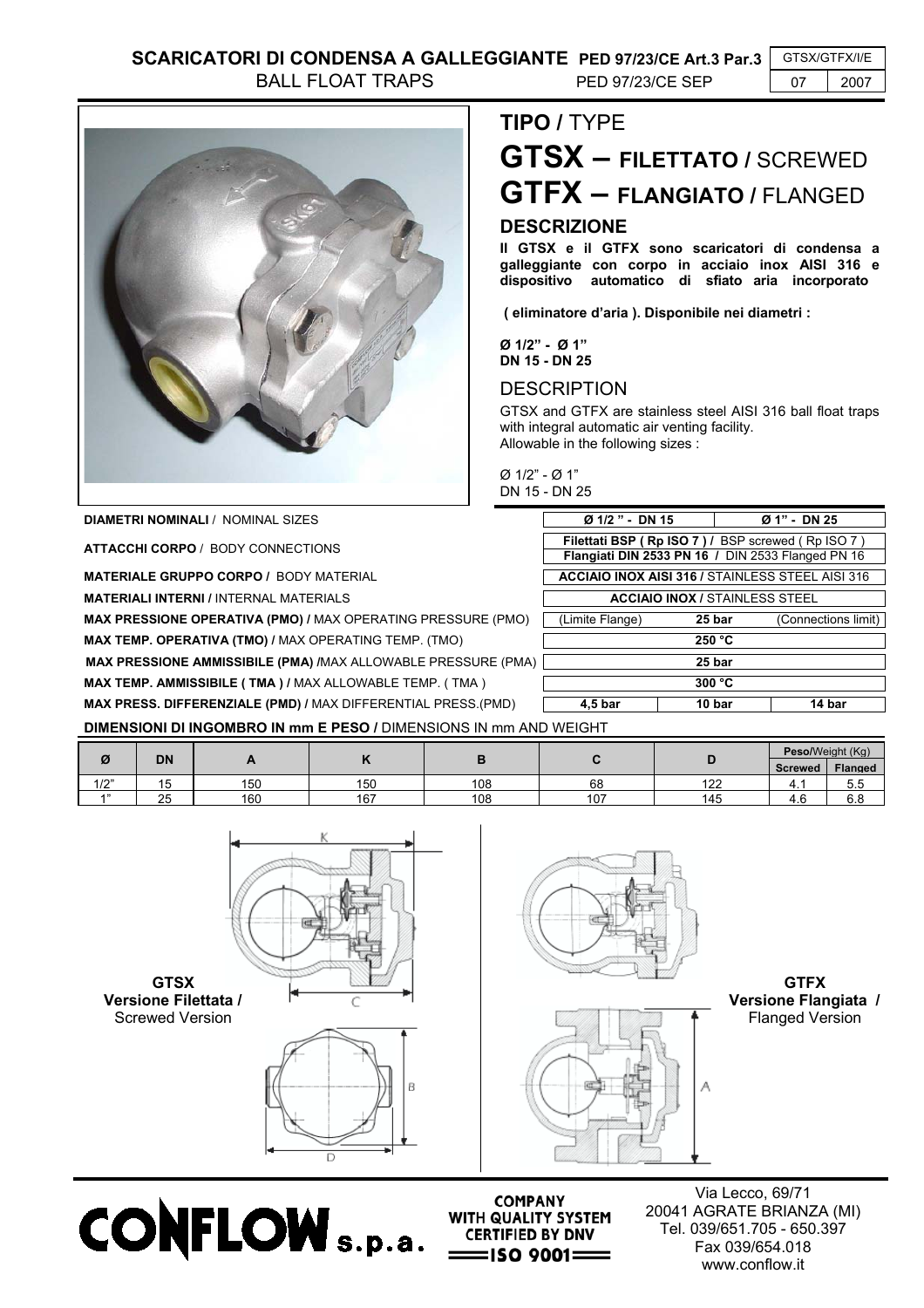# SCARICATORI DI CONDENSA A GALLEGGIANTE PED 97/23/CE Art.3 Par.3
BALL FLOAT TRAPS PED 97/23/CE SEP

| GTSX/GTFX/I/E | |
|---|---|
| 07 | 2007 |

## TIPO / TYPE

# GTSX – FILETTATO / SCREWED
# GTFX – FLANGIATO / FLANGED

### DESCRIZIONE

**Il GTSX e il GTFX sono scaricatori di condensa a galleggiante con corpo in acciaio inox AISI 316 e dispositivo automatico di sfiato aria incorporato ( eliminatore d'aria ). Disponibile nei diametri :**

**Ø 1/2" - Ø 1"**
**DN 15 - DN 25**

### DESCRIPTION

GTSX and GTFX are stainless steel AISI 316 ball float traps with integral automatic air venting facility.
Allowable in the following sizes :

Ø 1/2" - Ø 1"
DN 15 - DN 25

| | | | |
|---|---|---|---|
| **DIAMETRI NOMINALI** / NOMINAL SIZES | **Ø 1/2 " - DN 15** | | **Ø 1" - DN 25** |
| **ATTACCHI CORPO** / BODY CONNECTIONS | **Filettati BSP ( Rp ISO 7 ) /** BSP screwed ( Rp ISO 7 ) **Flangiati DIN 2533 PN 16 /** DIN 2533 Flanged PN 16 | | |
| **MATERIALE GRUPPO CORPO /** BODY MATERIAL | **ACCIAIO INOX AISI 316 /** STAINLESS STEEL AISI 316 | | |
| **MATERIALI INTERNI /** INTERNAL MATERIALS | **ACCIAIO INOX /** STAINLESS STEEL | | |
| **MAX PRESSIONE OPERATIVA (PMO) /** MAX OPERATING PRESSURE (PMO) | (Limite Flange) | **25 bar** | (Connections limit) |
| **MAX TEMP. OPERATIVA (TMO) /** MAX OPERATING TEMP. (TMO) | **250 °C** | | |
| **MAX PRESSIONE AMMISSIBILE (PMA) /** MAX ALLOWABLE PRESSURE (PMA) | **25 bar** | | |
| **MAX TEMP. AMMISSIBILE ( TMA ) /** MAX ALLOWABLE TEMP. ( TMA ) | **300 °C** | | |
| **MAX PRESS. DIFFERENZIALE (PMD) /** MAX DIFFERENTIAL PRESS.(PMD) | **4,5 bar** | **10 bar** | **14 bar** |

**DIMENSIONI DI INGOMBRO IN mm E PESO /** DIMENSIONS IN mm AND WEIGHT

| Ø | DN | A | K | B | C | D | Peso/Weight (Kg) | |
|---|---|---|---|---|---|---|---|---|
| | | | | | | | Screwed | Flanged |
| 1/2" | 15 | 150 | 150 | 108 | 68 | 122 | 4.1 | 5.5 |
| 1" | 25 | 160 | 167 | 108 | 107 | 145 | 4.6 | 6.8 |

**GTSX**
**Versione Filettata /** Screwed Version

**GTFX**
**Versione Flangiata /** Flanged Version

CONFLOW s.p.a.

COMPANY WITH QUALITY SYSTEM CERTIFIED BY DNV ISO 9001

Via Lecco, 69/71
20041 AGRATE BRIANZA (MI)
Tel. 039/651.705 - 650.397
Fax 039/654.018
www.conflow.it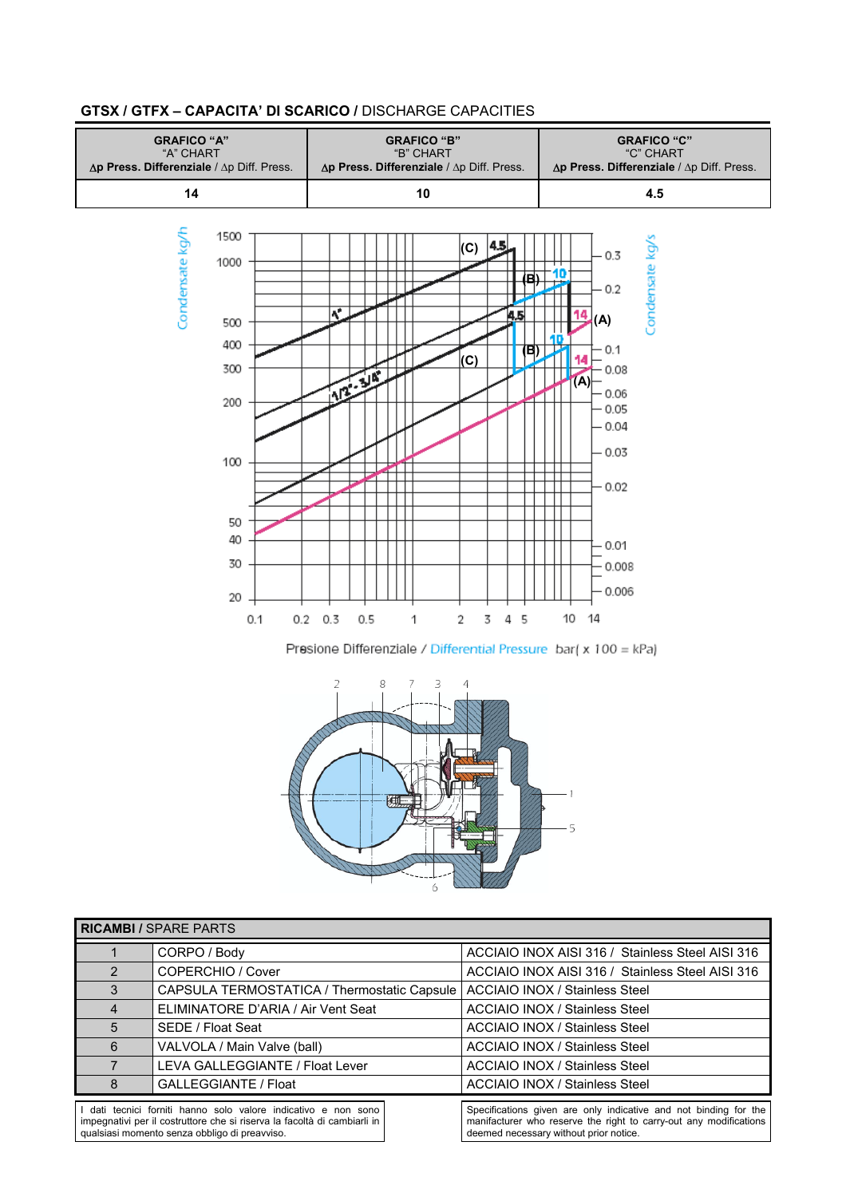## GTSX / GTFX – CAPACITA' DI SCARICO / DISCHARGE CAPACITIES

| GRAFICO "A"<br>"A" CHART<br>Δp Press. Differenziale / Δp Diff. Press. | GRAFICO "B"<br>"B" CHART<br>Δp Press. Differenziale / Δp Diff. Press. | GRAFICO "C"<br>"C" CHART<br>Δp Press. Differenziale / Δp Diff. Press. |
|---|---|---|
| 14 | 10 | 4.5 |

Condensate kg/h

1500
1000
500
400
300
200
100
50
40
30
20

Condensate kg/s

0.3
0.2
0.1
0.08
0.06
0.05
0.04
0.03
0.02
0.01
0.008
0.006

(C) 4.5
(B) 10
14 (A)
1"
4.5
(B) 10
14
(C)
(A)
1/2" - 3/4"

0.1 0.2 0.3 0.5 1 2 3 4 5 10 14

Presione Differenziale / Differential Pressure bar( x 100 = kPa)

2 8 7 3 4
1
5
6

| RICAMBI / SPARE PARTS | | |
|---|---|---|
| 1 | CORPO / Body | ACCIAIO INOX AISI 316 / Stainless Steel AISI 316 |
| 2 | COPERCHIO / Cover | ACCIAIO INOX AISI 316 / Stainless Steel AISI 316 |
| 3 | CAPSULA TERMOSTATICA / Thermostatic Capsule | ACCIAIO INOX / Stainless Steel |
| 4 | ELIMINATORE D'ARIA / Air Vent Seat | ACCIAIO INOX / Stainless Steel |
| 5 | SEDE / Float Seat | ACCIAIO INOX / Stainless Steel |
| 6 | VALVOLA / Main Valve (ball) | ACCIAIO INOX / Stainless Steel |
| 7 | LEVA GALLEGGIANTE / Float Lever | ACCIAIO INOX / Stainless Steel |
| 8 | GALLEGGIANTE / Float | ACCIAIO INOX / Stainless Steel |

I dati tecnici forniti hanno solo valore indicativo e non sono impegnativi per il costruttore che si riserva la facoltà di cambiarli in qualsiasi momento senza obbligo di preavviso.

Specifications given are only indicative and not binding for the manifacturer who reserve the right to carry-out any modifications deemed necessary without prior notice.